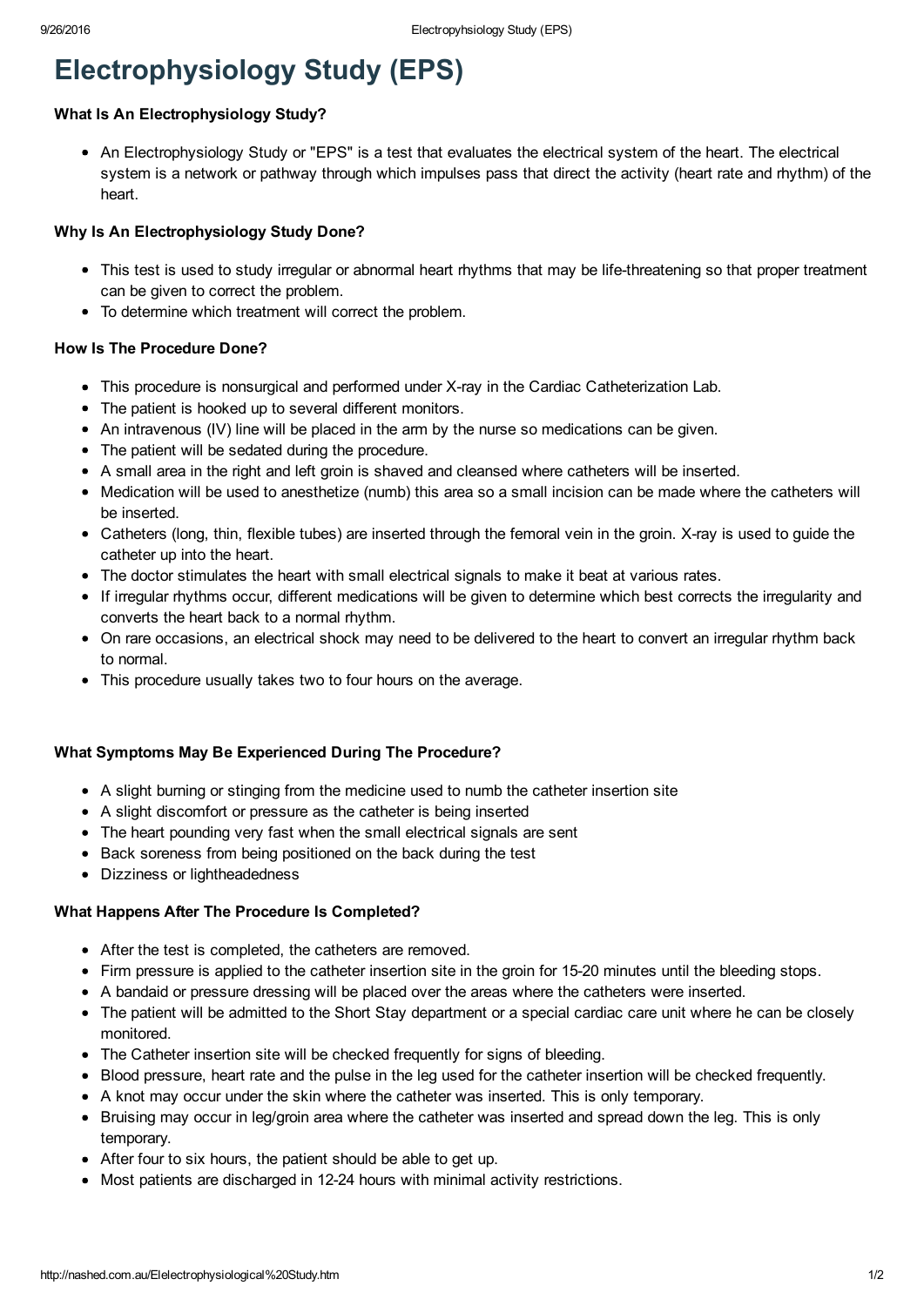# Electrophysiology Study (EPS)

### What Is An Electrophysiology Study?

- An Electrophysiology Study or "EPS" is a test that evaluates the electrical system of the heart. The electrical system is a network or pathway through which impulses pass that direct the activity (heart rate and rhythm) of the heart.

### Why Is An Electrophysiology Study Done?

- This test is used to study irregular or abnormal heart rhythms that may be life-threatening so that proper treatment can be given to correct the problem.
- To determine which treatment will correct the problem.

### How Is The Procedure Done?

- This procedure is nonsurgical and performed under X-ray in the Cardiac Catheterization Lab.
- The patient is hooked up to several different monitors.
- An intravenous (IV) line will be placed in the arm by the nurse so medications can be given.
- The patient will be sedated during the procedure.
- A small area in the right and left groin is shaved and cleansed where catheters will be inserted.
- Medication will be used to anesthetize (numb) this area so a small incision can be made where the catheters will be inserted.
- Catheters (long, thin, flexible tubes) are inserted through the femoral vein in the groin. X-ray is used to guide the catheter up into the heart.
- The doctor stimulates the heart with small electrical signals to make it beat at various rates.
- If irregular rhythms occur, different medications will be given to determine which best corrects the irregularity and converts the heart back to a normal rhythm.
- On rare occasions, an electrical shock may need to be delivered to the heart to convert an irregular rhythm back to normal.
- This procedure usually takes two to four hours on the average.

### What Symptoms May Be Experienced During The Procedure?

- A slight burning or stinging from the medicine used to numb the catheter insertion site
- A slight discomfort or pressure as the catheter is being inserted
- The heart pounding very fast when the small electrical signals are sent
- Back soreness from being positioned on the back during the test
- Dizziness or lightheadedness

### What Happens After The Procedure Is Completed?

- After the test is completed, the catheters are removed.
- Firm pressure is applied to the catheter insertion site in the groin for 15-20 minutes until the bleeding stops.
- A bandaid or pressure dressing will be placed over the areas where the catheters were inserted.
- The patient will be admitted to the Short Stay department or a special cardiac care unit where he can be closely monitored.
- The Catheter insertion site will be checked frequently for signs of bleeding.
- Blood pressure, heart rate and the pulse in the leg used for the catheter insertion will be checked frequently.
- A knot may occur under the skin where the catheter was inserted. This is only temporary.
- Bruising may occur in leg/groin area where the catheter was inserted and spread down the leg. This is only temporary.
- After four to six hours, the patient should be able to get up.
- Most patients are discharged in 12-24 hours with minimal activity restrictions.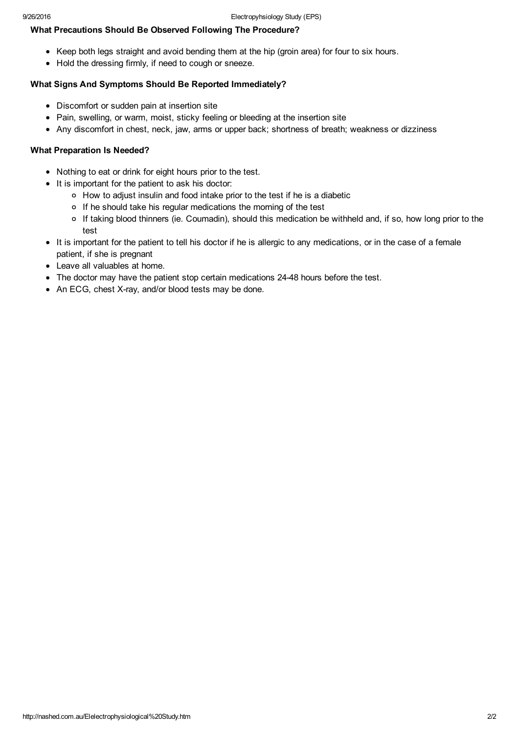### What Precautions Should Be Observed Following The Procedure?

- Keep both legs straight and avoid bending them at the hip (groin area) for four to six hours.
- Hold the dressing firmly, if need to cough or sneeze.

### What Signs And Symptoms Should Be Reported Immediately?

- Discomfort or sudden pain at insertion site
- Pain, swelling, or warm, moist, sticky feeling or bleeding at the insertion site
- Any discomfort in chest, neck, jaw, arms or upper back; shortness of breath; weakness or dizziness

### What Preparation Is Needed?

- Nothing to eat or drink for eight hours prior to the test.
- It is important for the patient to ask his doctor:
  - How to adjust insulin and food intake prior to the test if he is a diabetic
  - If he should take his regular medications the morning of the test
  - If taking blood thinners (ie. Coumadin), should this medication be withheld and, if so, how long prior to the test
- It is important for the patient to tell his doctor if he is allergic to any medications, or in the case of a female patient, if she is pregnant
- Leave all valuables at home.
- The doctor may have the patient stop certain medications 24-48 hours before the test.
- An ECG, chest X-ray, and/or blood tests may be done.